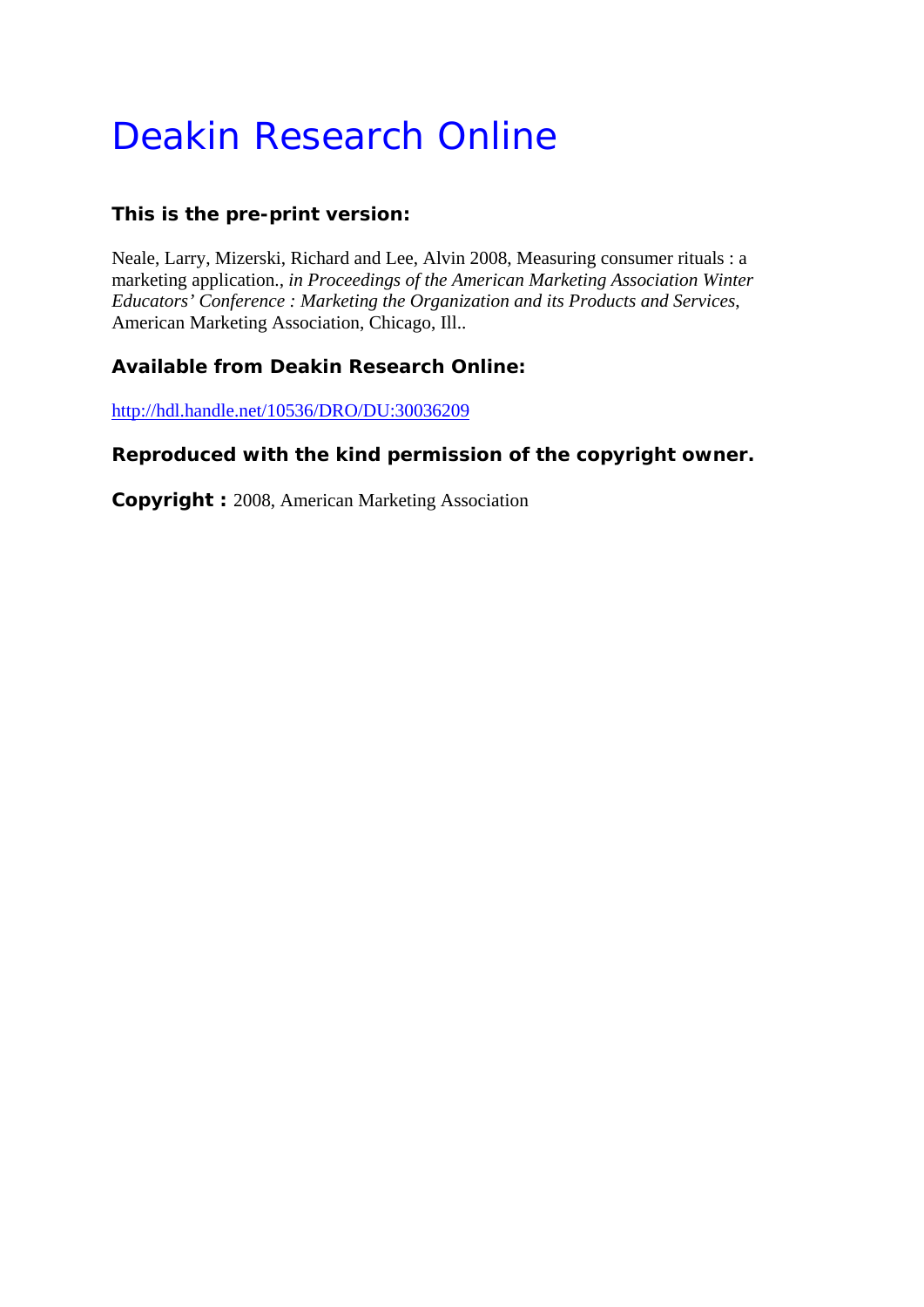# Deakin Research Online

**This is the pre-print version:**

Neale, Larry, Mizerski, Richard and Lee, Alvin 2008, Measuring consumer rituals : a marketing application., *in Proceedings of the American Marketing Association Winter Educators' Conference : Marketing the Organization and its Products and Services*, American Marketing Association, Chicago, Ill..

**Available from Deakin Research Online:**

http://hdl.handle.net/10536/DRO/DU:30036209

**Reproduced with the kind permission of the copyright owner.**

**Copyright :** 2008, American Marketing Association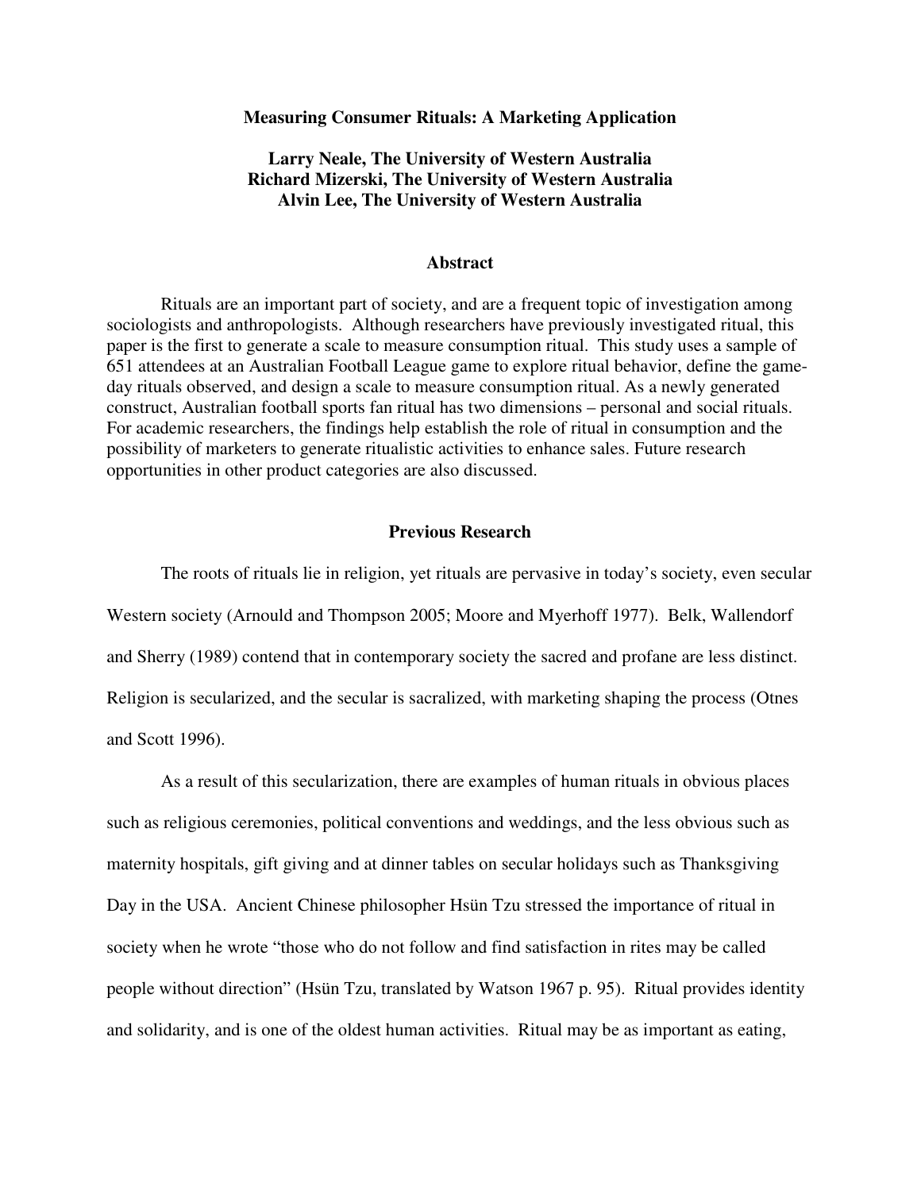# Measuring Consumer Rituals: A Marketing Application

**Larry Neale, The University of Western Australia**
**Richard Mizerski, The University of Western Australia**
**Alvin Lee, The University of Western Australia**

## Abstract

Rituals are an important part of society, and are a frequent topic of investigation among sociologists and anthropologists. Although researchers have previously investigated ritual, this paper is the first to generate a scale to measure consumption ritual. This study uses a sample of 651 attendees at an Australian Football League game to explore ritual behavior, define the game-day rituals observed, and design a scale to measure consumption ritual. As a newly generated construct, Australian football sports fan ritual has two dimensions – personal and social rituals. For academic researchers, the findings help establish the role of ritual in consumption and the possibility of marketers to generate ritualistic activities to enhance sales. Future research opportunities in other product categories are also discussed.

## Previous Research

The roots of rituals lie in religion, yet rituals are pervasive in today's society, even secular Western society (Arnould and Thompson 2005; Moore and Myerhoff 1977). Belk, Wallendorf and Sherry (1989) contend that in contemporary society the sacred and profane are less distinct. Religion is secularized, and the secular is sacralized, with marketing shaping the process (Otnes and Scott 1996).

As a result of this secularization, there are examples of human rituals in obvious places such as religious ceremonies, political conventions and weddings, and the less obvious such as maternity hospitals, gift giving and at dinner tables on secular holidays such as Thanksgiving Day in the USA. Ancient Chinese philosopher Hsün Tzu stressed the importance of ritual in society when he wrote "those who do not follow and find satisfaction in rites may be called people without direction" (Hsün Tzu, translated by Watson 1967 p. 95). Ritual provides identity and solidarity, and is one of the oldest human activities. Ritual may be as important as eating,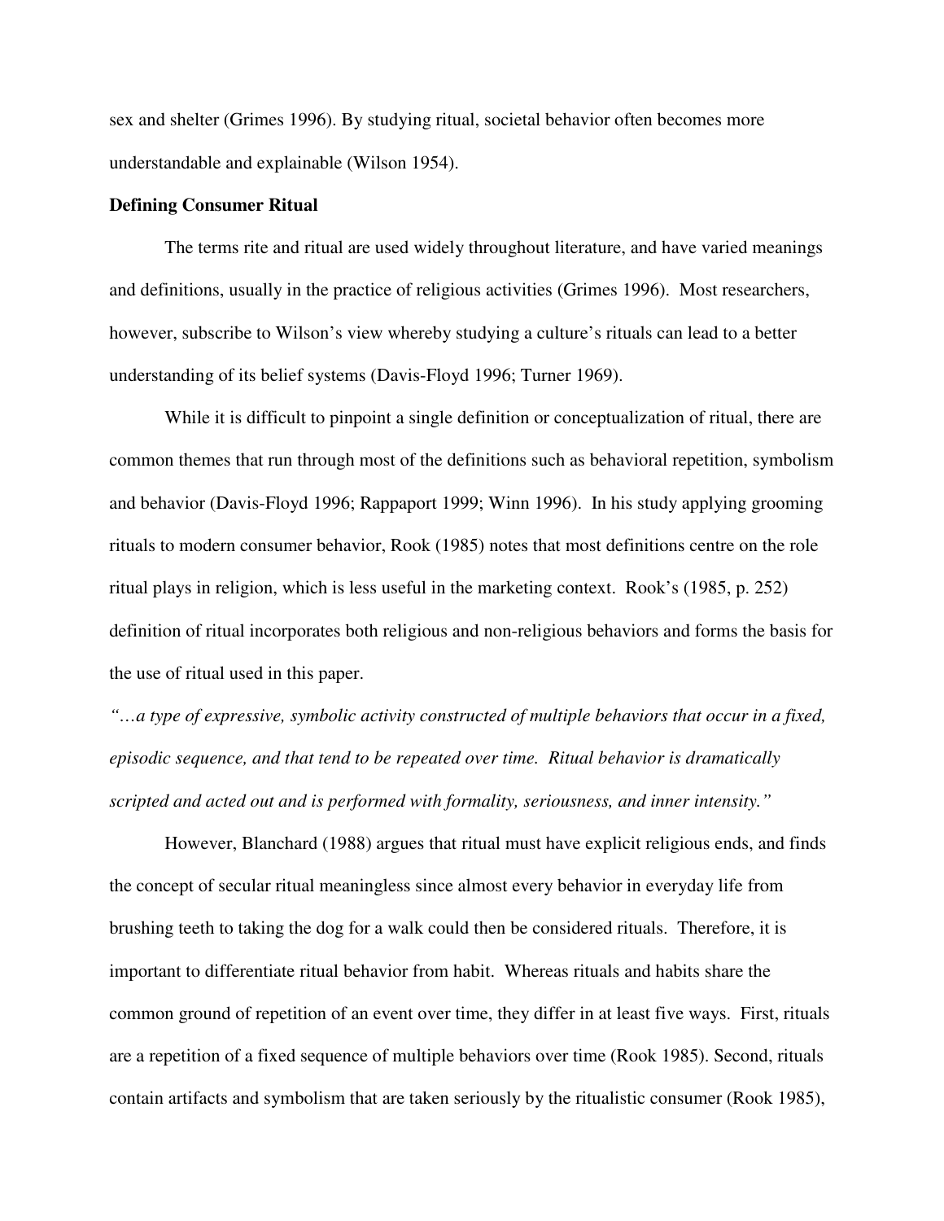sex and shelter (Grimes 1996). By studying ritual, societal behavior often becomes more understandable and explainable (Wilson 1954).

**Defining Consumer Ritual**

The terms rite and ritual are used widely throughout literature, and have varied meanings and definitions, usually in the practice of religious activities (Grimes 1996). Most researchers, however, subscribe to Wilson's view whereby studying a culture's rituals can lead to a better understanding of its belief systems (Davis-Floyd 1996; Turner 1969).

While it is difficult to pinpoint a single definition or conceptualization of ritual, there are common themes that run through most of the definitions such as behavioral repetition, symbolism and behavior (Davis-Floyd 1996; Rappaport 1999; Winn 1996). In his study applying grooming rituals to modern consumer behavior, Rook (1985) notes that most definitions centre on the role ritual plays in religion, which is less useful in the marketing context. Rook's (1985, p. 252) definition of ritual incorporates both religious and non-religious behaviors and forms the basis for the use of ritual used in this paper.

*"…a type of expressive, symbolic activity constructed of multiple behaviors that occur in a fixed, episodic sequence, and that tend to be repeated over time. Ritual behavior is dramatically scripted and acted out and is performed with formality, seriousness, and inner intensity."*

However, Blanchard (1988) argues that ritual must have explicit religious ends, and finds the concept of secular ritual meaningless since almost every behavior in everyday life from brushing teeth to taking the dog for a walk could then be considered rituals. Therefore, it is important to differentiate ritual behavior from habit. Whereas rituals and habits share the common ground of repetition of an event over time, they differ in at least five ways. First, rituals are a repetition of a fixed sequence of multiple behaviors over time (Rook 1985). Second, rituals contain artifacts and symbolism that are taken seriously by the ritualistic consumer (Rook 1985),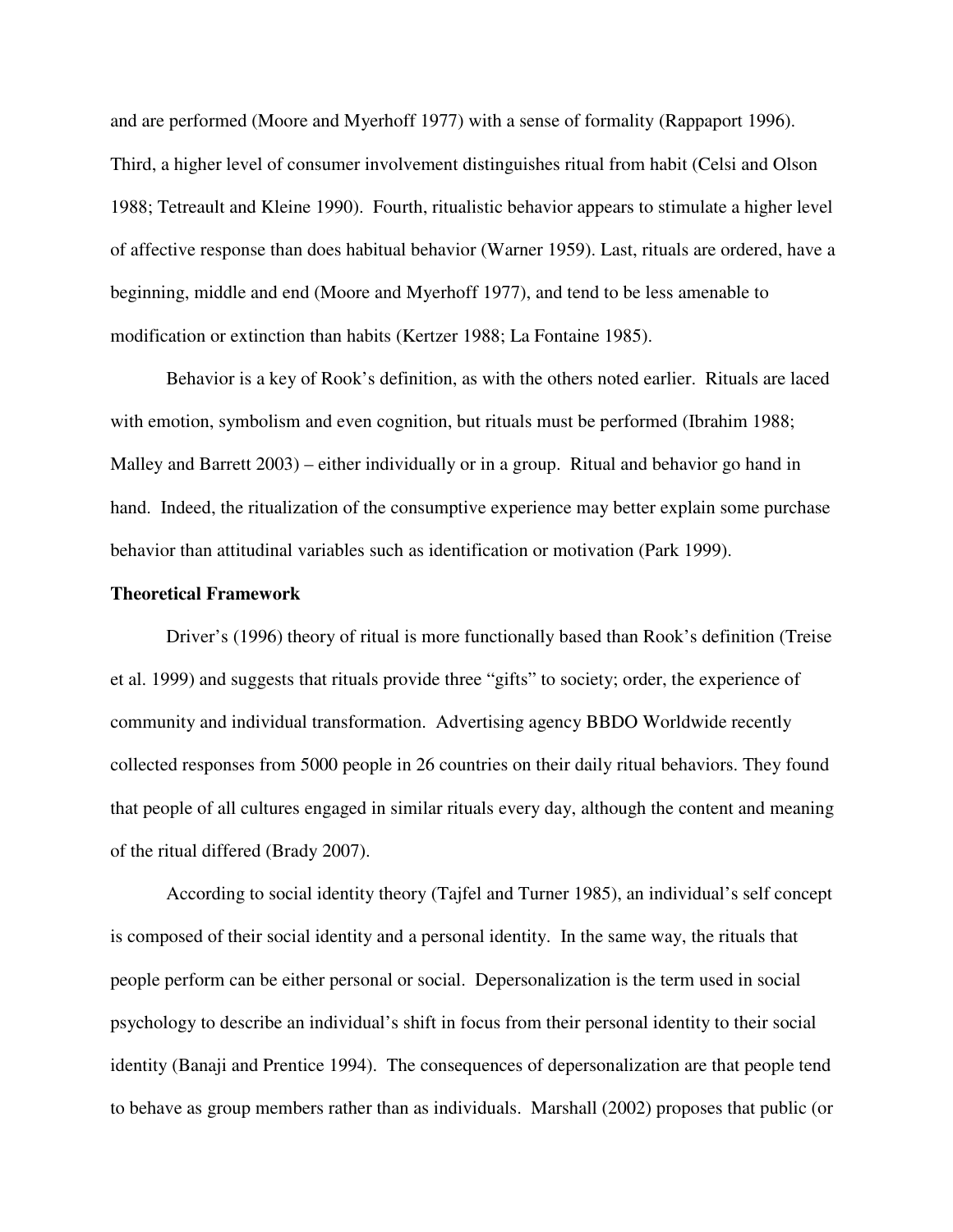and are performed (Moore and Myerhoff 1977) with a sense of formality (Rappaport 1996). Third, a higher level of consumer involvement distinguishes ritual from habit (Celsi and Olson 1988; Tetreault and Kleine 1990). Fourth, ritualistic behavior appears to stimulate a higher level of affective response than does habitual behavior (Warner 1959). Last, rituals are ordered, have a beginning, middle and end (Moore and Myerhoff 1977), and tend to be less amenable to modification or extinction than habits (Kertzer 1988; La Fontaine 1985).

Behavior is a key of Rook's definition, as with the others noted earlier. Rituals are laced with emotion, symbolism and even cognition, but rituals must be performed (Ibrahim 1988; Malley and Barrett 2003) – either individually or in a group. Ritual and behavior go hand in hand. Indeed, the ritualization of the consumptive experience may better explain some purchase behavior than attitudinal variables such as identification or motivation (Park 1999).

**Theoretical Framework**

Driver's (1996) theory of ritual is more functionally based than Rook's definition (Treise et al. 1999) and suggests that rituals provide three "gifts" to society; order, the experience of community and individual transformation. Advertising agency BBDO Worldwide recently collected responses from 5000 people in 26 countries on their daily ritual behaviors. They found that people of all cultures engaged in similar rituals every day, although the content and meaning of the ritual differed (Brady 2007).

According to social identity theory (Tajfel and Turner 1985), an individual's self concept is composed of their social identity and a personal identity. In the same way, the rituals that people perform can be either personal or social. Depersonalization is the term used in social psychology to describe an individual's shift in focus from their personal identity to their social identity (Banaji and Prentice 1994). The consequences of depersonalization are that people tend to behave as group members rather than as individuals. Marshall (2002) proposes that public (or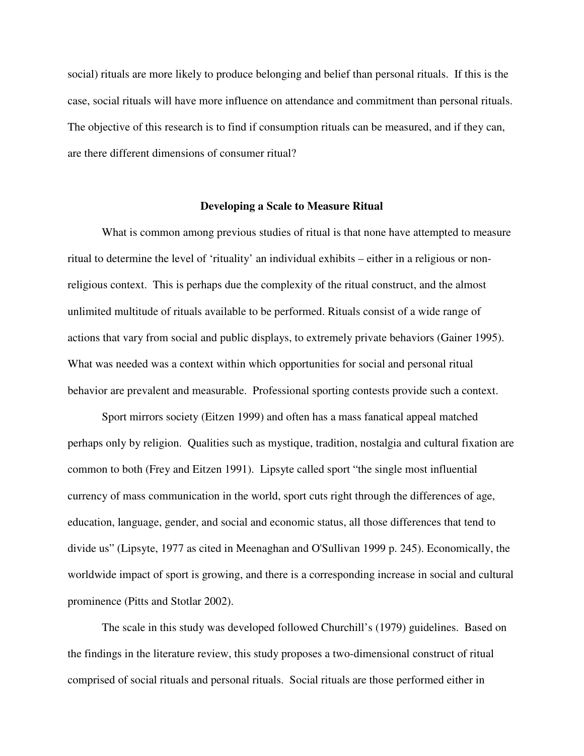social) rituals are more likely to produce belonging and belief than personal rituals. If this is the case, social rituals will have more influence on attendance and commitment than personal rituals. The objective of this research is to find if consumption rituals can be measured, and if they can, are there different dimensions of consumer ritual?

## Developing a Scale to Measure Ritual

What is common among previous studies of ritual is that none have attempted to measure ritual to determine the level of 'rituality' an individual exhibits – either in a religious or non-religious context. This is perhaps due the complexity of the ritual construct, and the almost unlimited multitude of rituals available to be performed. Rituals consist of a wide range of actions that vary from social and public displays, to extremely private behaviors (Gainer 1995). What was needed was a context within which opportunities for social and personal ritual behavior are prevalent and measurable. Professional sporting contests provide such a context.

Sport mirrors society (Eitzen 1999) and often has a mass fanatical appeal matched perhaps only by religion. Qualities such as mystique, tradition, nostalgia and cultural fixation are common to both (Frey and Eitzen 1991). Lipsyte called sport "the single most influential currency of mass communication in the world, sport cuts right through the differences of age, education, language, gender, and social and economic status, all those differences that tend to divide us" (Lipsyte, 1977 as cited in Meenaghan and O'Sullivan 1999 p. 245). Economically, the worldwide impact of sport is growing, and there is a corresponding increase in social and cultural prominence (Pitts and Stotlar 2002).

The scale in this study was developed followed Churchill's (1979) guidelines. Based on the findings in the literature review, this study proposes a two-dimensional construct of ritual comprised of social rituals and personal rituals. Social rituals are those performed either in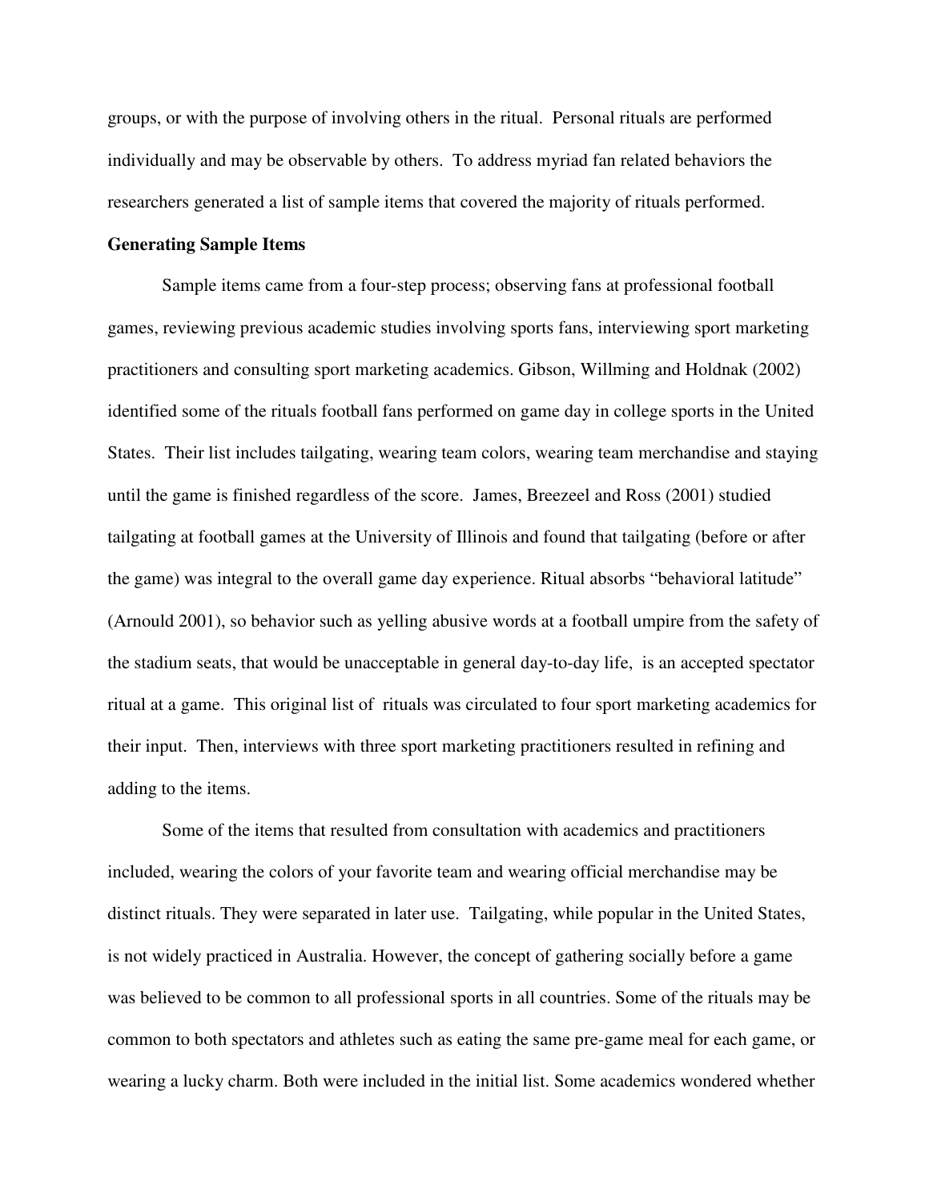groups, or with the purpose of involving others in the ritual. Personal rituals are performed individually and may be observable by others. To address myriad fan related behaviors the researchers generated a list of sample items that covered the majority of rituals performed.

**Generating Sample Items**

Sample items came from a four-step process; observing fans at professional football games, reviewing previous academic studies involving sports fans, interviewing sport marketing practitioners and consulting sport marketing academics. Gibson, Willming and Holdnak (2002) identified some of the rituals football fans performed on game day in college sports in the United States. Their list includes tailgating, wearing team colors, wearing team merchandise and staying until the game is finished regardless of the score. James, Breezeel and Ross (2001) studied tailgating at football games at the University of Illinois and found that tailgating (before or after the game) was integral to the overall game day experience. Ritual absorbs "behavioral latitude" (Arnould 2001), so behavior such as yelling abusive words at a football umpire from the safety of the stadium seats, that would be unacceptable in general day-to-day life, is an accepted spectator ritual at a game. This original list of rituals was circulated to four sport marketing academics for their input. Then, interviews with three sport marketing practitioners resulted in refining and adding to the items.

Some of the items that resulted from consultation with academics and practitioners included, wearing the colors of your favorite team and wearing official merchandise may be distinct rituals. They were separated in later use. Tailgating, while popular in the United States, is not widely practiced in Australia. However, the concept of gathering socially before a game was believed to be common to all professional sports in all countries. Some of the rituals may be common to both spectators and athletes such as eating the same pre-game meal for each game, or wearing a lucky charm. Both were included in the initial list. Some academics wondered whether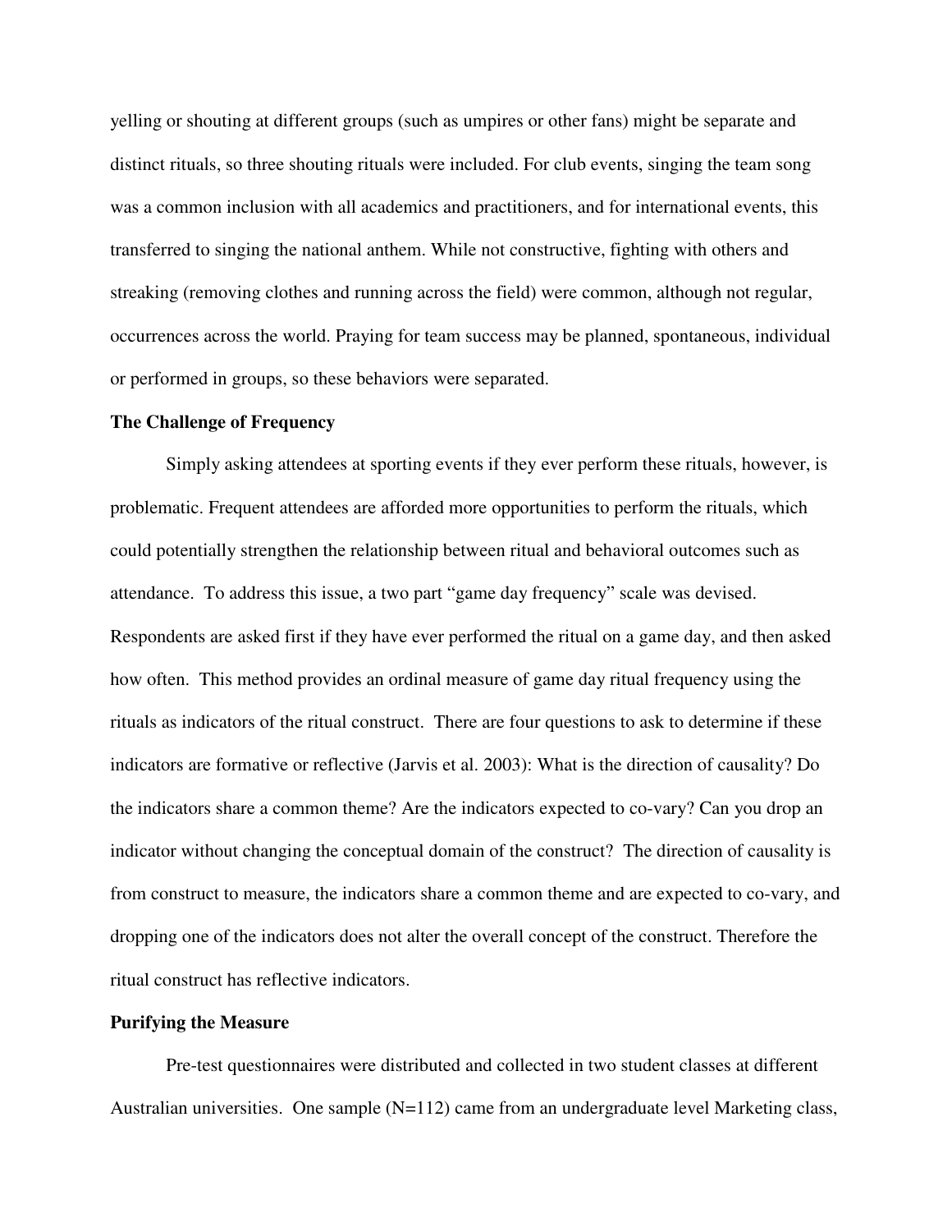yelling or shouting at different groups (such as umpires or other fans) might be separate and distinct rituals, so three shouting rituals were included. For club events, singing the team song was a common inclusion with all academics and practitioners, and for international events, this transferred to singing the national anthem. While not constructive, fighting with others and streaking (removing clothes and running across the field) were common, although not regular, occurrences across the world. Praying for team success may be planned, spontaneous, individual or performed in groups, so these behaviors were separated.

**The Challenge of Frequency**

Simply asking attendees at sporting events if they ever perform these rituals, however, is problematic. Frequent attendees are afforded more opportunities to perform the rituals, which could potentially strengthen the relationship between ritual and behavioral outcomes such as attendance. To address this issue, a two part "game day frequency" scale was devised. Respondents are asked first if they have ever performed the ritual on a game day, and then asked how often. This method provides an ordinal measure of game day ritual frequency using the rituals as indicators of the ritual construct. There are four questions to ask to determine if these indicators are formative or reflective (Jarvis et al. 2003): What is the direction of causality? Do the indicators share a common theme? Are the indicators expected to co-vary? Can you drop an indicator without changing the conceptual domain of the construct? The direction of causality is from construct to measure, the indicators share a common theme and are expected to co-vary, and dropping one of the indicators does not alter the overall concept of the construct. Therefore the ritual construct has reflective indicators.

**Purifying the Measure**

Pre-test questionnaires were distributed and collected in two student classes at different Australian universities. One sample (N=112) came from an undergraduate level Marketing class,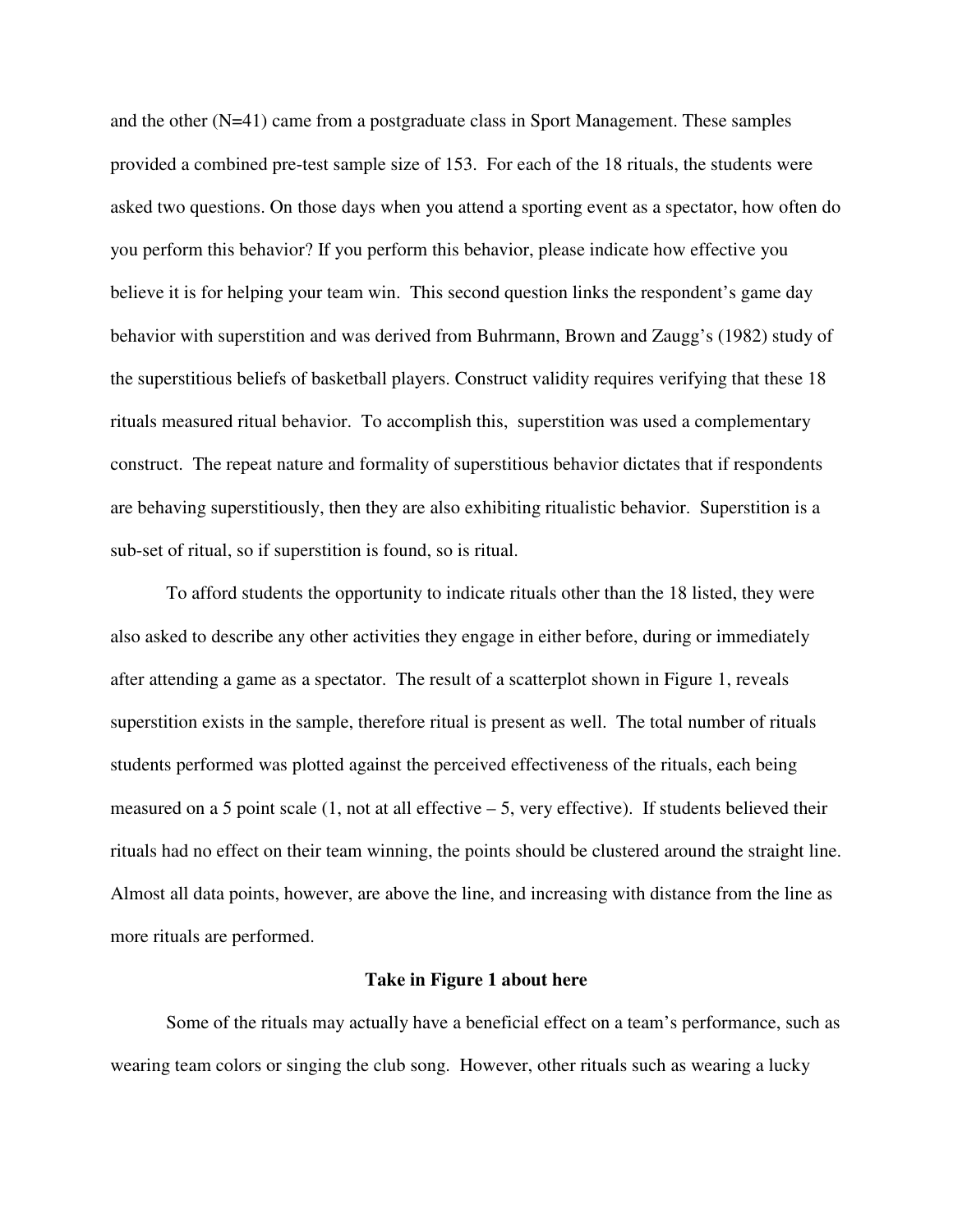and the other (N=41) came from a postgraduate class in Sport Management. These samples provided a combined pre-test sample size of 153. For each of the 18 rituals, the students were asked two questions. On those days when you attend a sporting event as a spectator, how often do you perform this behavior? If you perform this behavior, please indicate how effective you believe it is for helping your team win. This second question links the respondent's game day behavior with superstition and was derived from Buhrmann, Brown and Zaugg's (1982) study of the superstitious beliefs of basketball players. Construct validity requires verifying that these 18 rituals measured ritual behavior. To accomplish this, superstition was used a complementary construct. The repeat nature and formality of superstitious behavior dictates that if respondents are behaving superstitiously, then they are also exhibiting ritualistic behavior. Superstition is a sub-set of ritual, so if superstition is found, so is ritual.

To afford students the opportunity to indicate rituals other than the 18 listed, they were also asked to describe any other activities they engage in either before, during or immediately after attending a game as a spectator. The result of a scatterplot shown in Figure 1, reveals superstition exists in the sample, therefore ritual is present as well. The total number of rituals students performed was plotted against the perceived effectiveness of the rituals, each being measured on a 5 point scale (1, not at all effective – 5, very effective). If students believed their rituals had no effect on their team winning, the points should be clustered around the straight line. Almost all data points, however, are above the line, and increasing with distance from the line as more rituals are performed.

**Take in Figure 1 about here**

Some of the rituals may actually have a beneficial effect on a team's performance, such as wearing team colors or singing the club song. However, other rituals such as wearing a lucky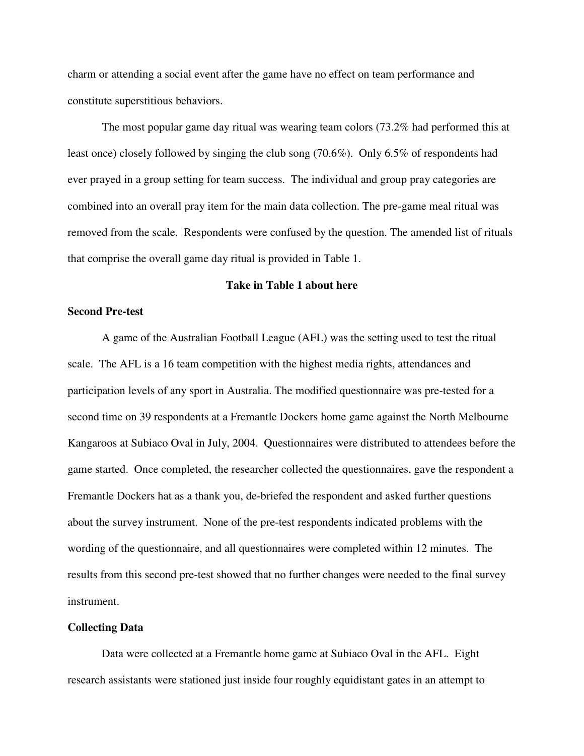charm or attending a social event after the game have no effect on team performance and constitute superstitious behaviors.

The most popular game day ritual was wearing team colors (73.2% had performed this at least once) closely followed by singing the club song (70.6%). Only 6.5% of respondents had ever prayed in a group setting for team success. The individual and group pray categories are combined into an overall pray item for the main data collection. The pre-game meal ritual was removed from the scale. Respondents were confused by the question. The amended list of rituals that comprise the overall game day ritual is provided in Table 1.

**Take in Table 1 about here**

**Second Pre-test**

A game of the Australian Football League (AFL) was the setting used to test the ritual scale. The AFL is a 16 team competition with the highest media rights, attendances and participation levels of any sport in Australia. The modified questionnaire was pre-tested for a second time on 39 respondents at a Fremantle Dockers home game against the North Melbourne Kangaroos at Subiaco Oval in July, 2004. Questionnaires were distributed to attendees before the game started. Once completed, the researcher collected the questionnaires, gave the respondent a Fremantle Dockers hat as a thank you, de-briefed the respondent and asked further questions about the survey instrument. None of the pre-test respondents indicated problems with the wording of the questionnaire, and all questionnaires were completed within 12 minutes. The results from this second pre-test showed that no further changes were needed to the final survey instrument.

**Collecting Data**

Data were collected at a Fremantle home game at Subiaco Oval in the AFL. Eight research assistants were stationed just inside four roughly equidistant gates in an attempt to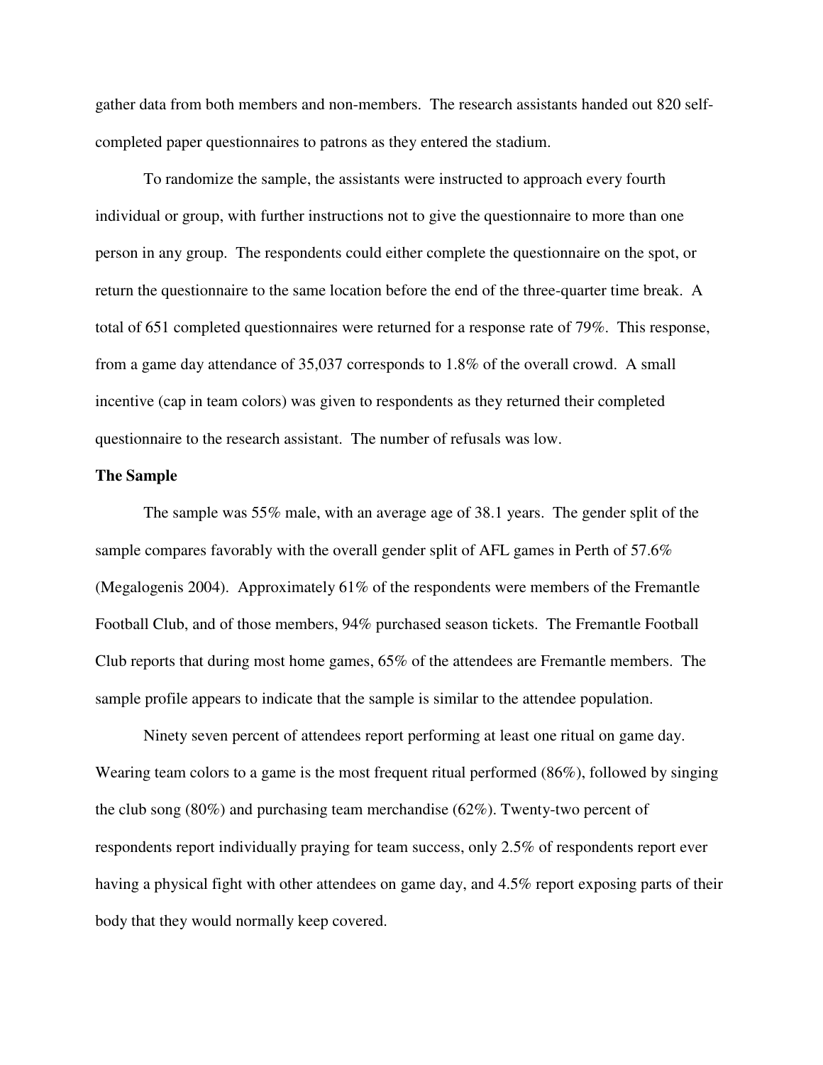gather data from both members and non-members. The research assistants handed out 820 self-completed paper questionnaires to patrons as they entered the stadium.

To randomize the sample, the assistants were instructed to approach every fourth individual or group, with further instructions not to give the questionnaire to more than one person in any group. The respondents could either complete the questionnaire on the spot, or return the questionnaire to the same location before the end of the three-quarter time break. A total of 651 completed questionnaires were returned for a response rate of 79%. This response, from a game day attendance of 35,037 corresponds to 1.8% of the overall crowd. A small incentive (cap in team colors) was given to respondents as they returned their completed questionnaire to the research assistant. The number of refusals was low.

**The Sample**

The sample was 55% male, with an average age of 38.1 years. The gender split of the sample compares favorably with the overall gender split of AFL games in Perth of 57.6% (Megalogenis 2004). Approximately 61% of the respondents were members of the Fremantle Football Club, and of those members, 94% purchased season tickets. The Fremantle Football Club reports that during most home games, 65% of the attendees are Fremantle members. The sample profile appears to indicate that the sample is similar to the attendee population.

Ninety seven percent of attendees report performing at least one ritual on game day. Wearing team colors to a game is the most frequent ritual performed (86%), followed by singing the club song (80%) and purchasing team merchandise (62%). Twenty-two percent of respondents report individually praying for team success, only 2.5% of respondents report ever having a physical fight with other attendees on game day, and 4.5% report exposing parts of their body that they would normally keep covered.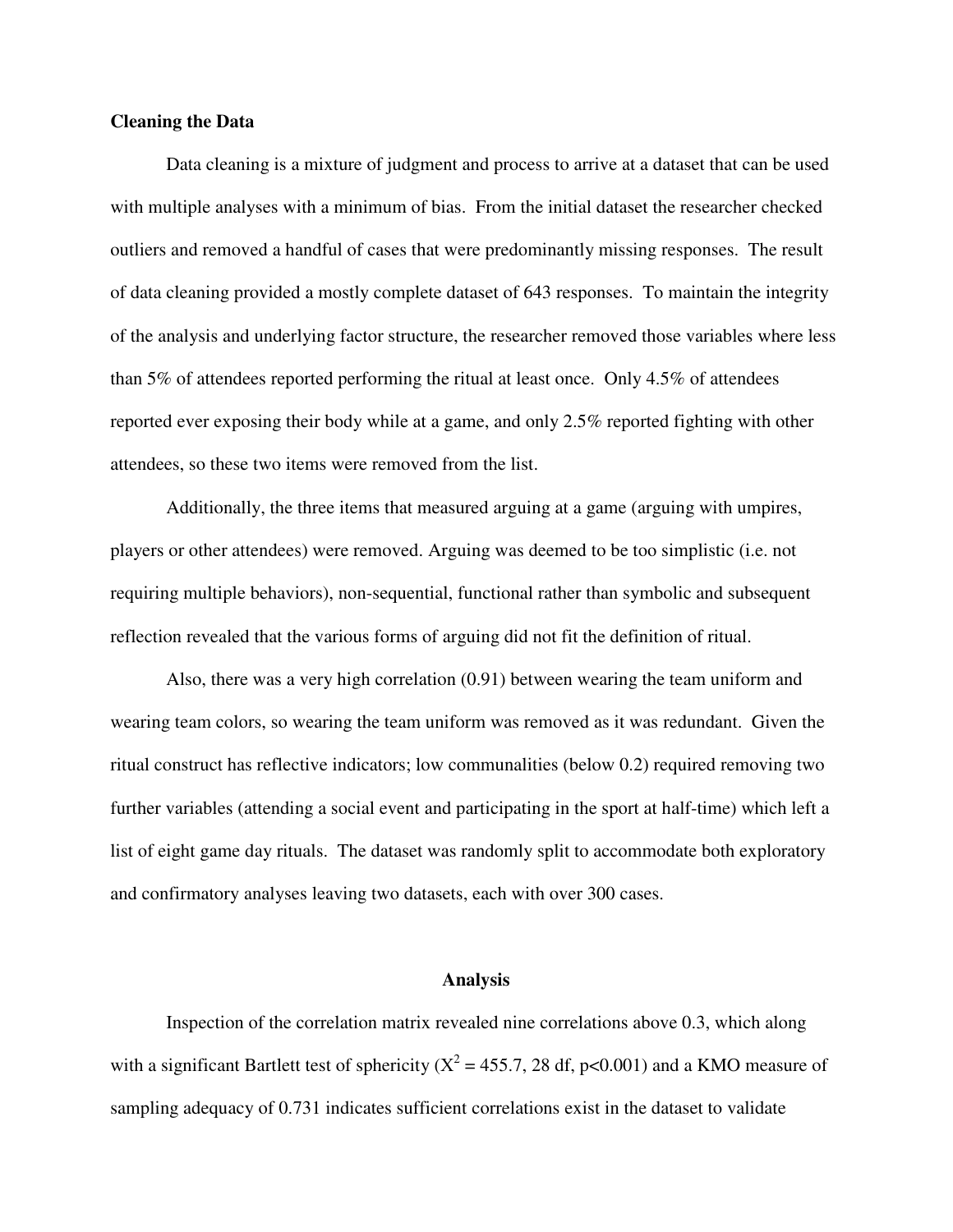**Cleaning the Data**

Data cleaning is a mixture of judgment and process to arrive at a dataset that can be used with multiple analyses with a minimum of bias. From the initial dataset the researcher checked outliers and removed a handful of cases that were predominantly missing responses. The result of data cleaning provided a mostly complete dataset of 643 responses. To maintain the integrity of the analysis and underlying factor structure, the researcher removed those variables where less than 5% of attendees reported performing the ritual at least once. Only 4.5% of attendees reported ever exposing their body while at a game, and only 2.5% reported fighting with other attendees, so these two items were removed from the list.

Additionally, the three items that measured arguing at a game (arguing with umpires, players or other attendees) were removed. Arguing was deemed to be too simplistic (i.e. not requiring multiple behaviors), non-sequential, functional rather than symbolic and subsequent reflection revealed that the various forms of arguing did not fit the definition of ritual.

Also, there was a very high correlation (0.91) between wearing the team uniform and wearing team colors, so wearing the team uniform was removed as it was redundant. Given the ritual construct has reflective indicators; low communalities (below 0.2) required removing two further variables (attending a social event and participating in the sport at half-time) which left a list of eight game day rituals. The dataset was randomly split to accommodate both exploratory and confirmatory analyses leaving two datasets, each with over 300 cases.

## Analysis

Inspection of the correlation matrix revealed nine correlations above 0.3, which along with a significant Bartlett test of sphericity ($X^2 = 455.7$, 28 df, $p<0.001$) and a KMO measure of sampling adequacy of 0.731 indicates sufficient correlations exist in the dataset to validate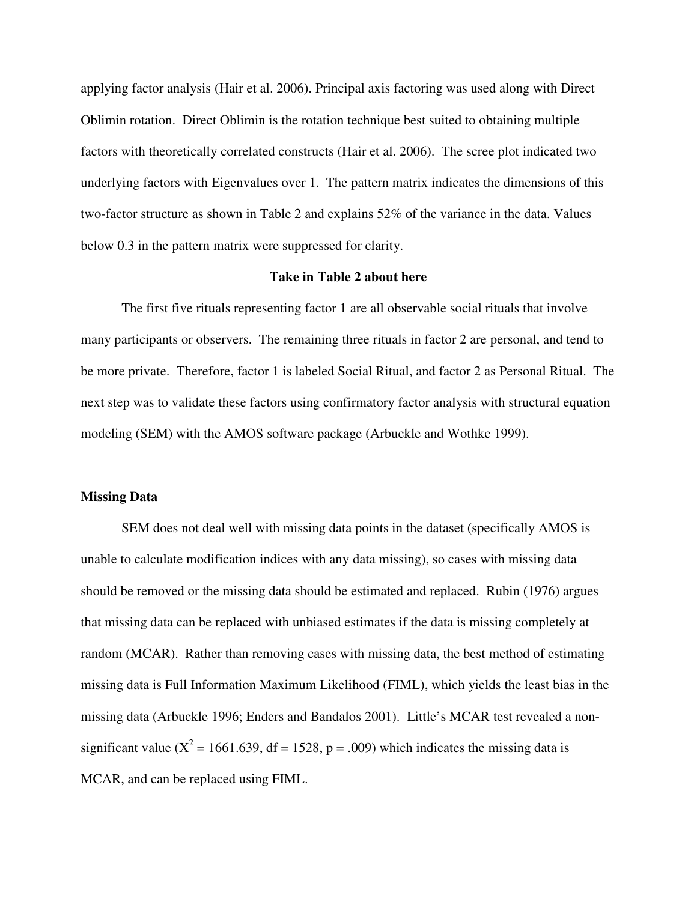applying factor analysis (Hair et al. 2006). Principal axis factoring was used along with Direct Oblimin rotation. Direct Oblimin is the rotation technique best suited to obtaining multiple factors with theoretically correlated constructs (Hair et al. 2006). The scree plot indicated two underlying factors with Eigenvalues over 1. The pattern matrix indicates the dimensions of this two-factor structure as shown in Table 2 and explains 52% of the variance in the data. Values below 0.3 in the pattern matrix were suppressed for clarity.

**Take in Table 2 about here**

The first five rituals representing factor 1 are all observable social rituals that involve many participants or observers. The remaining three rituals in factor 2 are personal, and tend to be more private. Therefore, factor 1 is labeled Social Ritual, and factor 2 as Personal Ritual. The next step was to validate these factors using confirmatory factor analysis with structural equation modeling (SEM) with the AMOS software package (Arbuckle and Wothke 1999).

**Missing Data**

SEM does not deal well with missing data points in the dataset (specifically AMOS is unable to calculate modification indices with any data missing), so cases with missing data should be removed or the missing data should be estimated and replaced. Rubin (1976) argues that missing data can be replaced with unbiased estimates if the data is missing completely at random (MCAR). Rather than removing cases with missing data, the best method of estimating missing data is Full Information Maximum Likelihood (FIML), which yields the least bias in the missing data (Arbuckle 1996; Enders and Bandalos 2001). Little's MCAR test revealed a non-significant value ($X^2 = 1661.639$, df = 1528, $p = .009$) which indicates the missing data is MCAR, and can be replaced using FIML.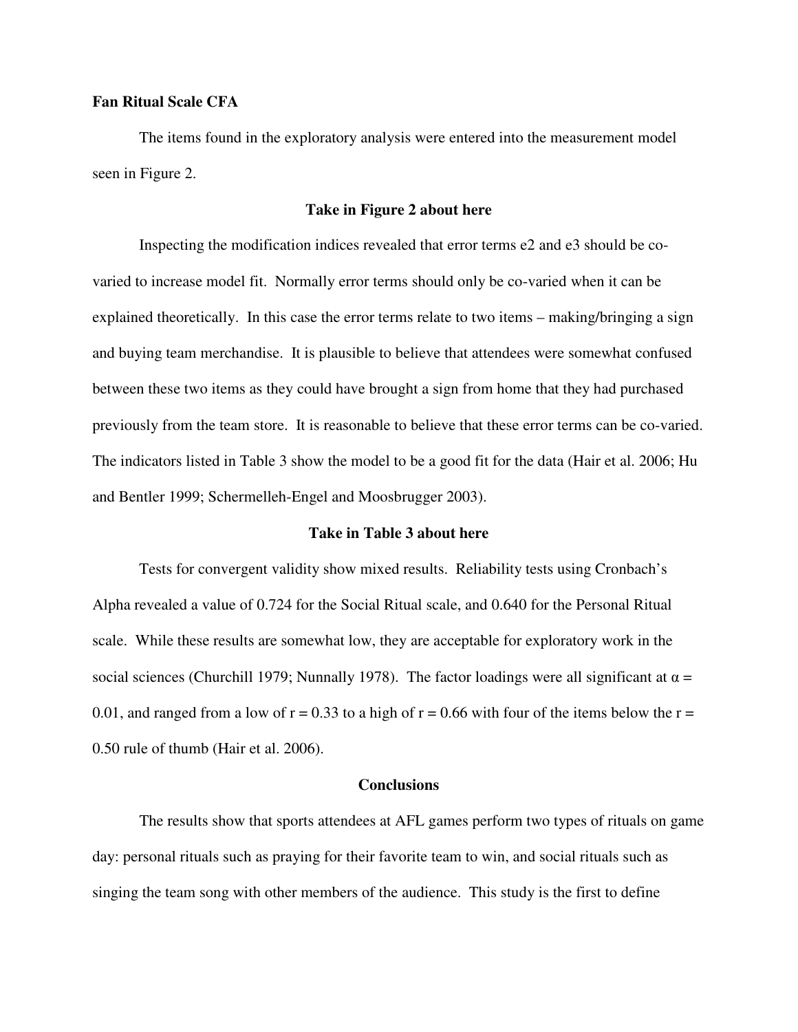**Fan Ritual Scale CFA**

The items found in the exploratory analysis were entered into the measurement model seen in Figure 2.

**Take in Figure 2 about here**

Inspecting the modification indices revealed that error terms e2 and e3 should be co-varied to increase model fit. Normally error terms should only be co-varied when it can be explained theoretically. In this case the error terms relate to two items – making/bringing a sign and buying team merchandise. It is plausible to believe that attendees were somewhat confused between these two items as they could have brought a sign from home that they had purchased previously from the team store. It is reasonable to believe that these error terms can be co-varied. The indicators listed in Table 3 show the model to be a good fit for the data (Hair et al. 2006; Hu and Bentler 1999; Schermelleh-Engel and Moosbrugger 2003).

**Take in Table 3 about here**

Tests for convergent validity show mixed results. Reliability tests using Cronbach's Alpha revealed a value of 0.724 for the Social Ritual scale, and 0.640 for the Personal Ritual scale. While these results are somewhat low, they are acceptable for exploratory work in the social sciences (Churchill 1979; Nunnally 1978). The factor loadings were all significant at $\alpha = 0.01$, and ranged from a low of $r = 0.33$ to a high of $r = 0.66$ with four of the items below the $r = 0.50$ rule of thumb (Hair et al. 2006).

**Conclusions**

The results show that sports attendees at AFL games perform two types of rituals on game day: personal rituals such as praying for their favorite team to win, and social rituals such as singing the team song with other members of the audience. This study is the first to define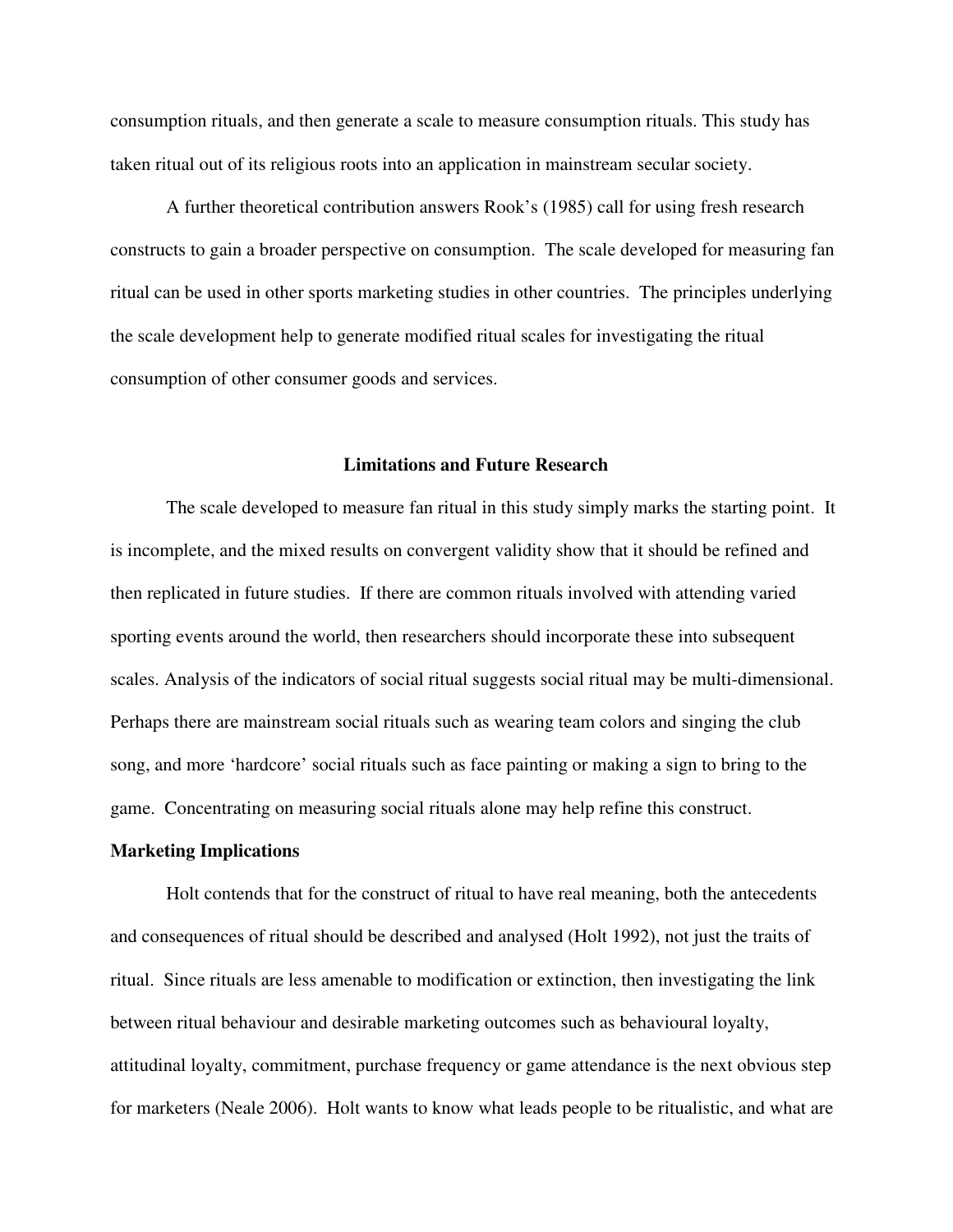consumption rituals, and then generate a scale to measure consumption rituals. This study has taken ritual out of its religious roots into an application in mainstream secular society.

A further theoretical contribution answers Rook's (1985) call for using fresh research constructs to gain a broader perspective on consumption. The scale developed for measuring fan ritual can be used in other sports marketing studies in other countries. The principles underlying the scale development help to generate modified ritual scales for investigating the ritual consumption of other consumer goods and services.

## Limitations and Future Research

The scale developed to measure fan ritual in this study simply marks the starting point. It is incomplete, and the mixed results on convergent validity show that it should be refined and then replicated in future studies. If there are common rituals involved with attending varied sporting events around the world, then researchers should incorporate these into subsequent scales. Analysis of the indicators of social ritual suggests social ritual may be multi-dimensional. Perhaps there are mainstream social rituals such as wearing team colors and singing the club song, and more 'hardcore' social rituals such as face painting or making a sign to bring to the game. Concentrating on measuring social rituals alone may help refine this construct.

### Marketing Implications

Holt contends that for the construct of ritual to have real meaning, both the antecedents and consequences of ritual should be described and analysed (Holt 1992), not just the traits of ritual. Since rituals are less amenable to modification or extinction, then investigating the link between ritual behaviour and desirable marketing outcomes such as behavioural loyalty, attitudinal loyalty, commitment, purchase frequency or game attendance is the next obvious step for marketers (Neale 2006). Holt wants to know what leads people to be ritualistic, and what are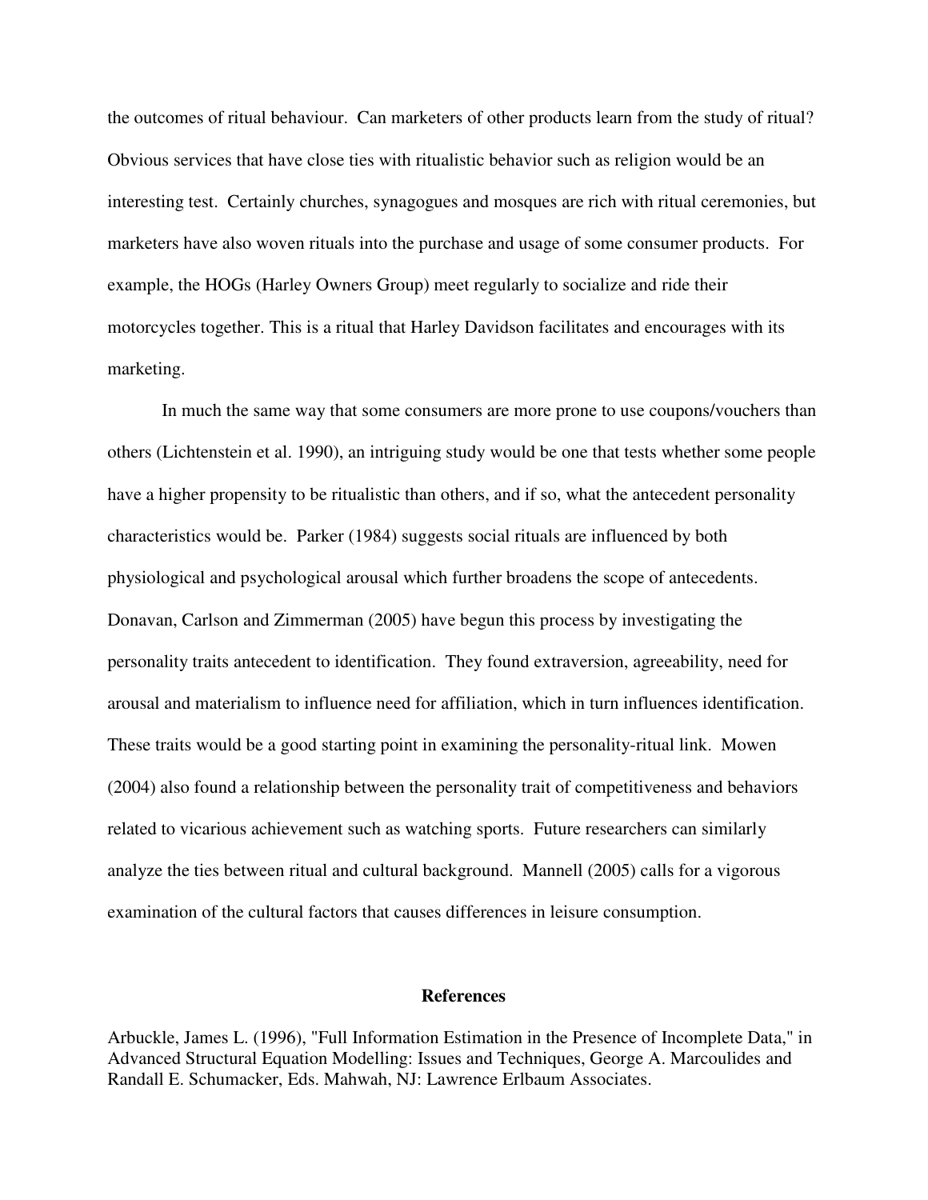the outcomes of ritual behaviour. Can marketers of other products learn from the study of ritual? Obvious services that have close ties with ritualistic behavior such as religion would be an interesting test. Certainly churches, synagogues and mosques are rich with ritual ceremonies, but marketers have also woven rituals into the purchase and usage of some consumer products. For example, the HOGs (Harley Owners Group) meet regularly to socialize and ride their motorcycles together. This is a ritual that Harley Davidson facilitates and encourages with its marketing.

In much the same way that some consumers are more prone to use coupons/vouchers than others (Lichtenstein et al. 1990), an intriguing study would be one that tests whether some people have a higher propensity to be ritualistic than others, and if so, what the antecedent personality characteristics would be. Parker (1984) suggests social rituals are influenced by both physiological and psychological arousal which further broadens the scope of antecedents. Donavan, Carlson and Zimmerman (2005) have begun this process by investigating the personality traits antecedent to identification. They found extraversion, agreeability, need for arousal and materialism to influence need for affiliation, which in turn influences identification. These traits would be a good starting point in examining the personality-ritual link. Mowen (2004) also found a relationship between the personality trait of competitiveness and behaviors related to vicarious achievement such as watching sports. Future researchers can similarly analyze the ties between ritual and cultural background. Mannell (2005) calls for a vigorous examination of the cultural factors that causes differences in leisure consumption.

## References

Arbuckle, James L. (1996), "Full Information Estimation in the Presence of Incomplete Data," in Advanced Structural Equation Modelling: Issues and Techniques, George A. Marcoulides and Randall E. Schumacker, Eds. Mahwah, NJ: Lawrence Erlbaum Associates.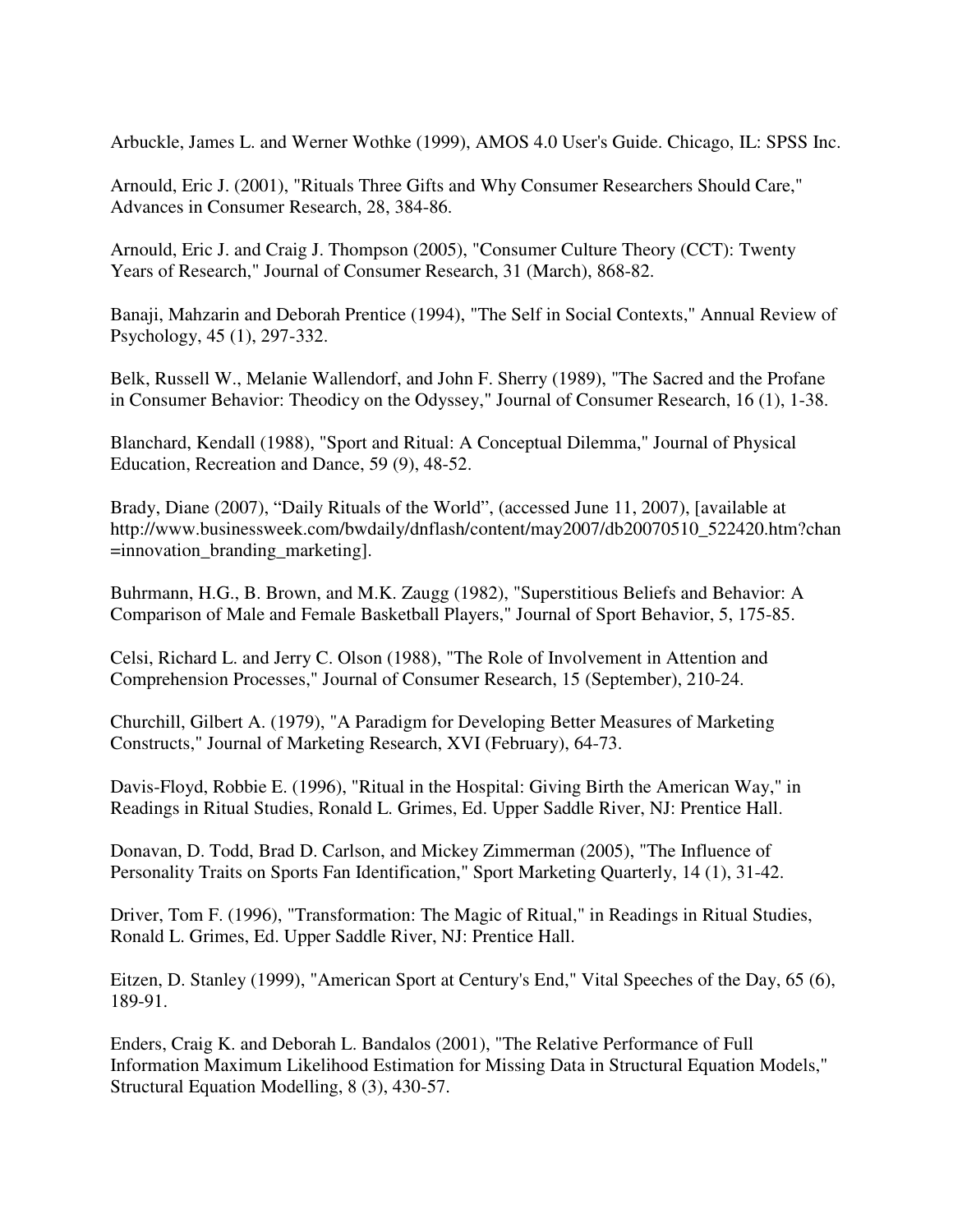Arbuckle, James L. and Werner Wothke (1999), AMOS 4.0 User's Guide. Chicago, IL: SPSS Inc.

Arnould, Eric J. (2001), "Rituals Three Gifts and Why Consumer Researchers Should Care," Advances in Consumer Research, 28, 384-86.

Arnould, Eric J. and Craig J. Thompson (2005), "Consumer Culture Theory (CCT): Twenty Years of Research," Journal of Consumer Research, 31 (March), 868-82.

Banaji, Mahzarin and Deborah Prentice (1994), "The Self in Social Contexts," Annual Review of Psychology, 45 (1), 297-332.

Belk, Russell W., Melanie Wallendorf, and John F. Sherry (1989), "The Sacred and the Profane in Consumer Behavior: Theodicy on the Odyssey," Journal of Consumer Research, 16 (1), 1-38.

Blanchard, Kendall (1988), "Sport and Ritual: A Conceptual Dilemma," Journal of Physical Education, Recreation and Dance, 59 (9), 48-52.

Brady, Diane (2007), "Daily Rituals of the World", (accessed June 11, 2007), [available at http://www.businessweek.com/bwdaily/dnflash/content/may2007/db20070510_522420.htm?chan=innovation_branding_marketing].

Buhrmann, H.G., B. Brown, and M.K. Zaugg (1982), "Superstitious Beliefs and Behavior: A Comparison of Male and Female Basketball Players," Journal of Sport Behavior, 5, 175-85.

Celsi, Richard L. and Jerry C. Olson (1988), "The Role of Involvement in Attention and Comprehension Processes," Journal of Consumer Research, 15 (September), 210-24.

Churchill, Gilbert A. (1979), "A Paradigm for Developing Better Measures of Marketing Constructs," Journal of Marketing Research, XVI (February), 64-73.

Davis-Floyd, Robbie E. (1996), "Ritual in the Hospital: Giving Birth the American Way," in Readings in Ritual Studies, Ronald L. Grimes, Ed. Upper Saddle River, NJ: Prentice Hall.

Donavan, D. Todd, Brad D. Carlson, and Mickey Zimmerman (2005), "The Influence of Personality Traits on Sports Fan Identification," Sport Marketing Quarterly, 14 (1), 31-42.

Driver, Tom F. (1996), "Transformation: The Magic of Ritual," in Readings in Ritual Studies, Ronald L. Grimes, Ed. Upper Saddle River, NJ: Prentice Hall.

Eitzen, D. Stanley (1999), "American Sport at Century's End," Vital Speeches of the Day, 65 (6), 189-91.

Enders, Craig K. and Deborah L. Bandalos (2001), "The Relative Performance of Full Information Maximum Likelihood Estimation for Missing Data in Structural Equation Models," Structural Equation Modelling, 8 (3), 430-57.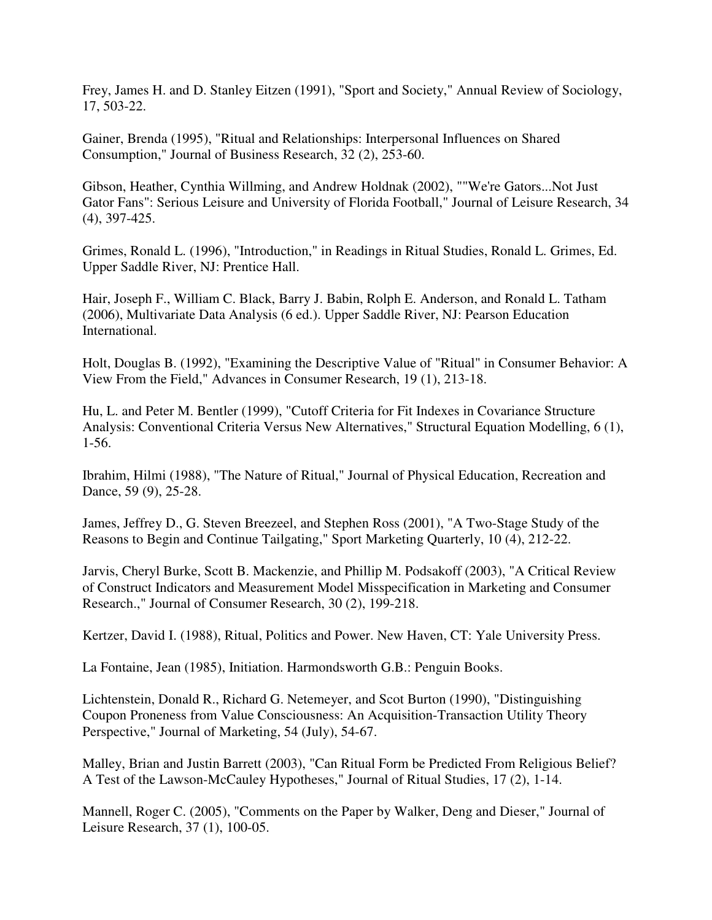Frey, James H. and D. Stanley Eitzen (1991), "Sport and Society," Annual Review of Sociology, 17, 503-22.

Gainer, Brenda (1995), "Ritual and Relationships: Interpersonal Influences on Shared Consumption," Journal of Business Research, 32 (2), 253-60.

Gibson, Heather, Cynthia Willming, and Andrew Holdnak (2002), ""We're Gators...Not Just Gator Fans": Serious Leisure and University of Florida Football," Journal of Leisure Research, 34 (4), 397-425.

Grimes, Ronald L. (1996), "Introduction," in Readings in Ritual Studies, Ronald L. Grimes, Ed. Upper Saddle River, NJ: Prentice Hall.

Hair, Joseph F., William C. Black, Barry J. Babin, Rolph E. Anderson, and Ronald L. Tatham (2006), Multivariate Data Analysis (6 ed.). Upper Saddle River, NJ: Pearson Education International.

Holt, Douglas B. (1992), "Examining the Descriptive Value of "Ritual" in Consumer Behavior: A View From the Field," Advances in Consumer Research, 19 (1), 213-18.

Hu, L. and Peter M. Bentler (1999), "Cutoff Criteria for Fit Indexes in Covariance Structure Analysis: Conventional Criteria Versus New Alternatives," Structural Equation Modelling, 6 (1), 1-56.

Ibrahim, Hilmi (1988), "The Nature of Ritual," Journal of Physical Education, Recreation and Dance, 59 (9), 25-28.

James, Jeffrey D., G. Steven Breezeel, and Stephen Ross (2001), "A Two-Stage Study of the Reasons to Begin and Continue Tailgating," Sport Marketing Quarterly, 10 (4), 212-22.

Jarvis, Cheryl Burke, Scott B. Mackenzie, and Phillip M. Podsakoff (2003), "A Critical Review of Construct Indicators and Measurement Model Misspecification in Marketing and Consumer Research.," Journal of Consumer Research, 30 (2), 199-218.

Kertzer, David I. (1988), Ritual, Politics and Power. New Haven, CT: Yale University Press.

La Fontaine, Jean (1985), Initiation. Harmondsworth G.B.: Penguin Books.

Lichtenstein, Donald R., Richard G. Netemeyer, and Scot Burton (1990), "Distinguishing Coupon Proneness from Value Consciousness: An Acquisition-Transaction Utility Theory Perspective," Journal of Marketing, 54 (July), 54-67.

Malley, Brian and Justin Barrett (2003), "Can Ritual Form be Predicted From Religious Belief? A Test of the Lawson-McCauley Hypotheses," Journal of Ritual Studies, 17 (2), 1-14.

Mannell, Roger C. (2005), "Comments on the Paper by Walker, Deng and Dieser," Journal of Leisure Research, 37 (1), 100-05.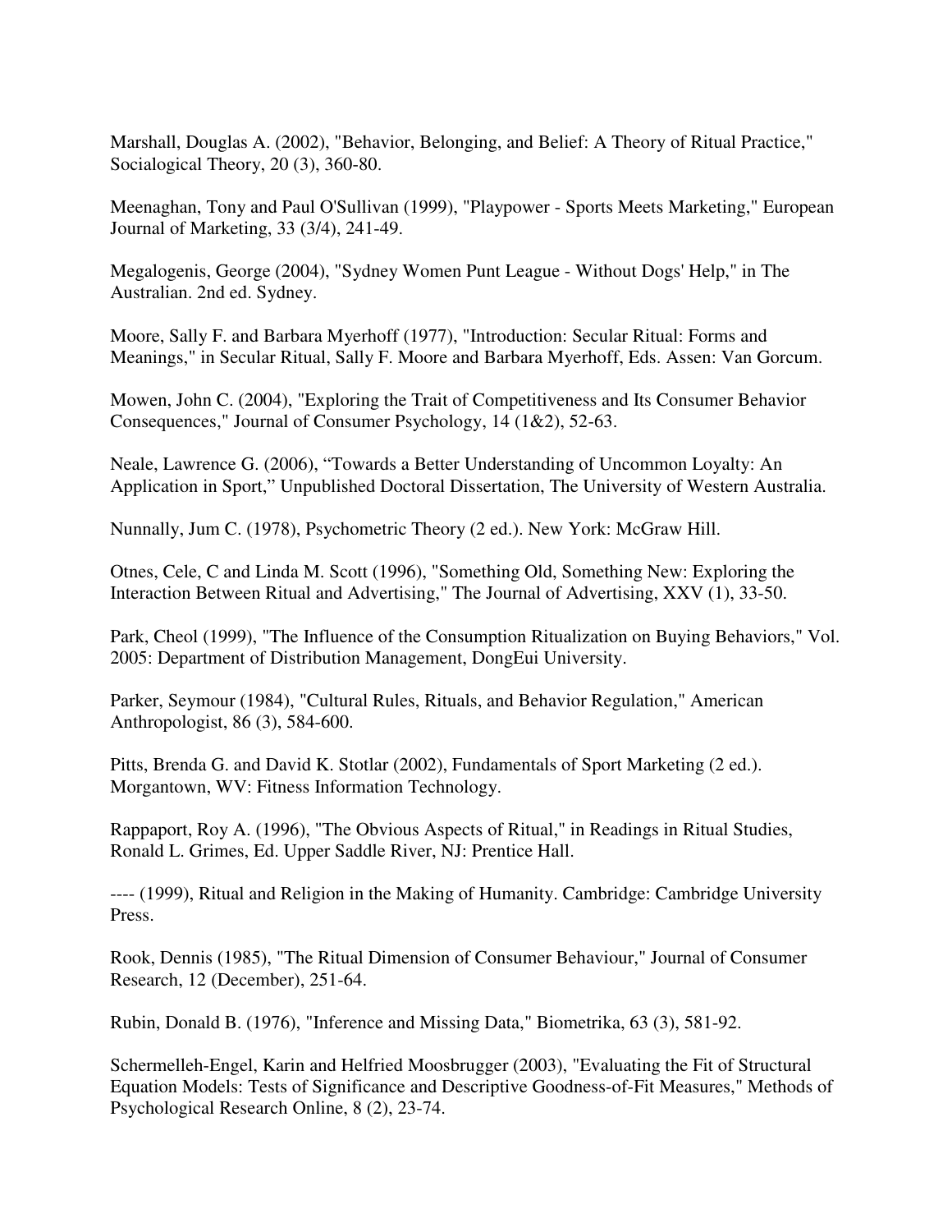Marshall, Douglas A. (2002), "Behavior, Belonging, and Belief: A Theory of Ritual Practice," Socialogical Theory, 20 (3), 360-80.

Meenaghan, Tony and Paul O'Sullivan (1999), "Playpower - Sports Meets Marketing," European Journal of Marketing, 33 (3/4), 241-49.

Megalogenis, George (2004), "Sydney Women Punt League - Without Dogs' Help," in The Australian. 2nd ed. Sydney.

Moore, Sally F. and Barbara Myerhoff (1977), "Introduction: Secular Ritual: Forms and Meanings," in Secular Ritual, Sally F. Moore and Barbara Myerhoff, Eds. Assen: Van Gorcum.

Mowen, John C. (2004), "Exploring the Trait of Competitiveness and Its Consumer Behavior Consequences," Journal of Consumer Psychology, 14 (1&2), 52-63.

Neale, Lawrence G. (2006), “Towards a Better Understanding of Uncommon Loyalty: An Application in Sport,” Unpublished Doctoral Dissertation, The University of Western Australia.

Nunnally, Jum C. (1978), Psychometric Theory (2 ed.). New York: McGraw Hill.

Otnes, Cele, C and Linda M. Scott (1996), "Something Old, Something New: Exploring the Interaction Between Ritual and Advertising," The Journal of Advertising, XXV (1), 33-50.

Park, Cheol (1999), "The Influence of the Consumption Ritualization on Buying Behaviors," Vol. 2005: Department of Distribution Management, DongEui University.

Parker, Seymour (1984), "Cultural Rules, Rituals, and Behavior Regulation," American Anthropologist, 86 (3), 584-600.

Pitts, Brenda G. and David K. Stotlar (2002), Fundamentals of Sport Marketing (2 ed.). Morgantown, WV: Fitness Information Technology.

Rappaport, Roy A. (1996), "The Obvious Aspects of Ritual," in Readings in Ritual Studies, Ronald L. Grimes, Ed. Upper Saddle River, NJ: Prentice Hall.

---- (1999), Ritual and Religion in the Making of Humanity. Cambridge: Cambridge University Press.

Rook, Dennis (1985), "The Ritual Dimension of Consumer Behaviour," Journal of Consumer Research, 12 (December), 251-64.

Rubin, Donald B. (1976), "Inference and Missing Data," Biometrika, 63 (3), 581-92.

Schermelleh-Engel, Karin and Helfried Moosbrugger (2003), "Evaluating the Fit of Structural Equation Models: Tests of Significance and Descriptive Goodness-of-Fit Measures," Methods of Psychological Research Online, 8 (2), 23-74.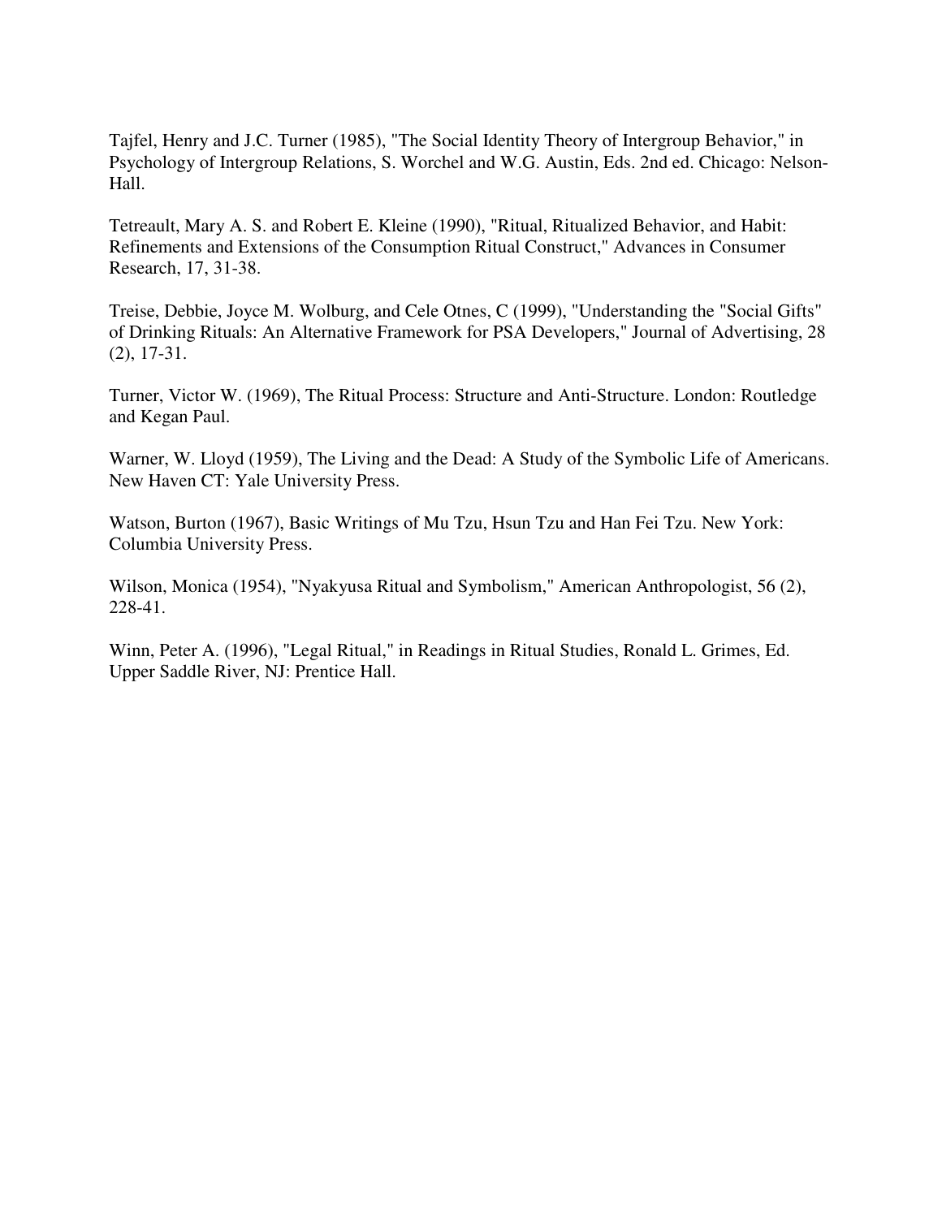Tajfel, Henry and J.C. Turner (1985), "The Social Identity Theory of Intergroup Behavior," in Psychology of Intergroup Relations, S. Worchel and W.G. Austin, Eds. 2nd ed. Chicago: Nelson-Hall.

Tetreault, Mary A. S. and Robert E. Kleine (1990), "Ritual, Ritualized Behavior, and Habit: Refinements and Extensions of the Consumption Ritual Construct," Advances in Consumer Research, 17, 31-38.

Treise, Debbie, Joyce M. Wolburg, and Cele Otnes, C (1999), "Understanding the "Social Gifts" of Drinking Rituals: An Alternative Framework for PSA Developers," Journal of Advertising, 28 (2), 17-31.

Turner, Victor W. (1969), The Ritual Process: Structure and Anti-Structure. London: Routledge and Kegan Paul.

Warner, W. Lloyd (1959), The Living and the Dead: A Study of the Symbolic Life of Americans. New Haven CT: Yale University Press.

Watson, Burton (1967), Basic Writings of Mu Tzu, Hsun Tzu and Han Fei Tzu. New York: Columbia University Press.

Wilson, Monica (1954), "Nyakyusa Ritual and Symbolism," American Anthropologist, 56 (2), 228-41.

Winn, Peter A. (1996), "Legal Ritual," in Readings in Ritual Studies, Ronald L. Grimes, Ed. Upper Saddle River, NJ: Prentice Hall.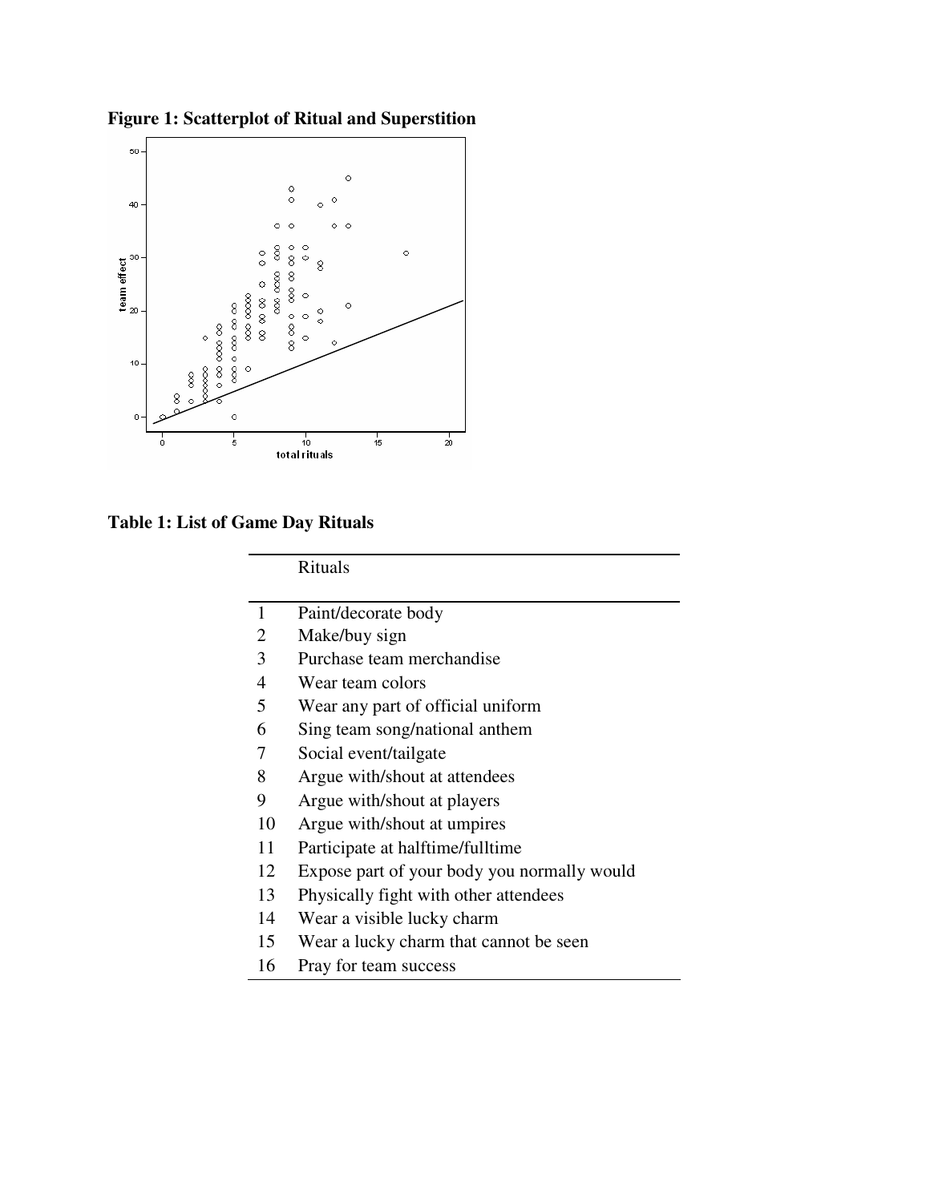**Figure 1: Scatterplot of Ritual and Superstition**

**Table 1: List of Game Day Rituals**

| | Rituals |
|---|---|
| 1 | Paint/decorate body |
| 2 | Make/buy sign |
| 3 | Purchase team merchandise |
| 4 | Wear team colors |
| 5 | Wear any part of official uniform |
| 6 | Sing team song/national anthem |
| 7 | Social event/tailgate |
| 8 | Argue with/shout at attendees |
| 9 | Argue with/shout at players |
| 10 | Argue with/shout at umpires |
| 11 | Participate at halftime/fulltime |
| 12 | Expose part of your body you normally would |
| 13 | Physically fight with other attendees |
| 14 | Wear a visible lucky charm |
| 15 | Wear a lucky charm that cannot be seen |
| 16 | Pray for team success |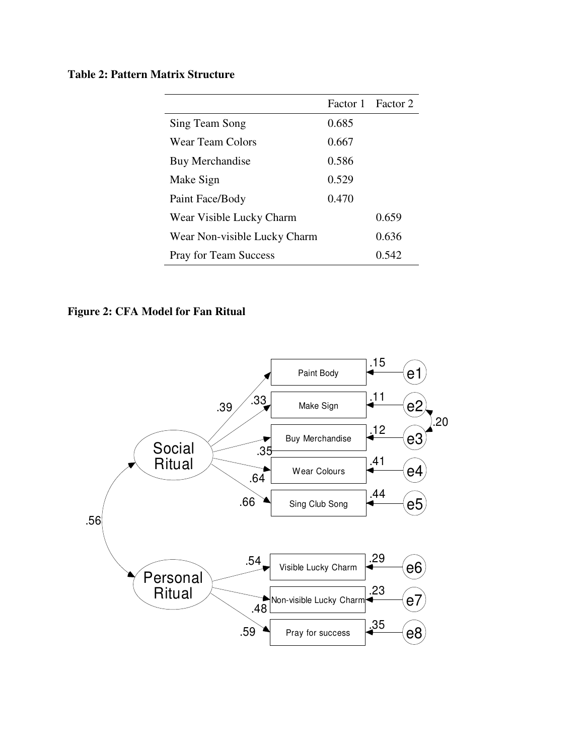**Table 2: Pattern Matrix Structure**

| | Factor 1 | Factor 2 |
|---|---|---|
| Sing Team Song | 0.685 | |
| Wear Team Colors | 0.667 | |
| Buy Merchandise | 0.586 | |
| Make Sign | 0.529 | |
| Paint Face/Body | 0.470 | |
| Wear Visible Lucky Charm | | 0.659 |
| Wear Non-visible Lucky Charm | | 0.636 |
| Pray for Team Success | | 0.542 |

**Figure 2: CFA Model for Fan Ritual**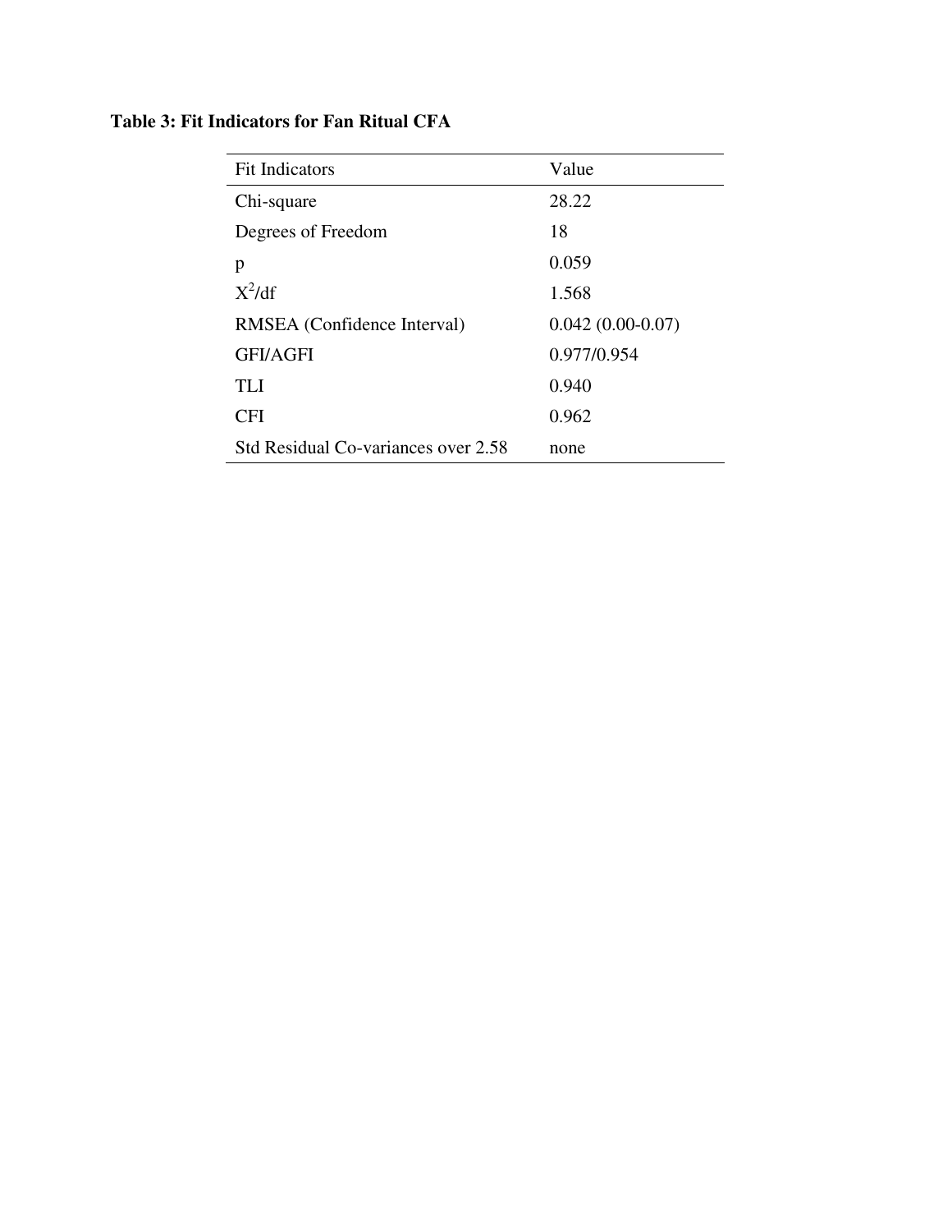**Table 3: Fit Indicators for Fan Ritual CFA**

| Fit Indicators | Value |
| --- | --- |
| Chi-square | 28.22 |
| Degrees of Freedom | 18 |
| p | 0.059 |
| $X^2$/df | 1.568 |
| RMSEA (Confidence Interval) | 0.042 (0.00-0.07) |
| GFI/AGFI | 0.977/0.954 |
| TLI | 0.940 |
| CFI | 0.962 |
| Std Residual Co-variances over 2.58 | none |